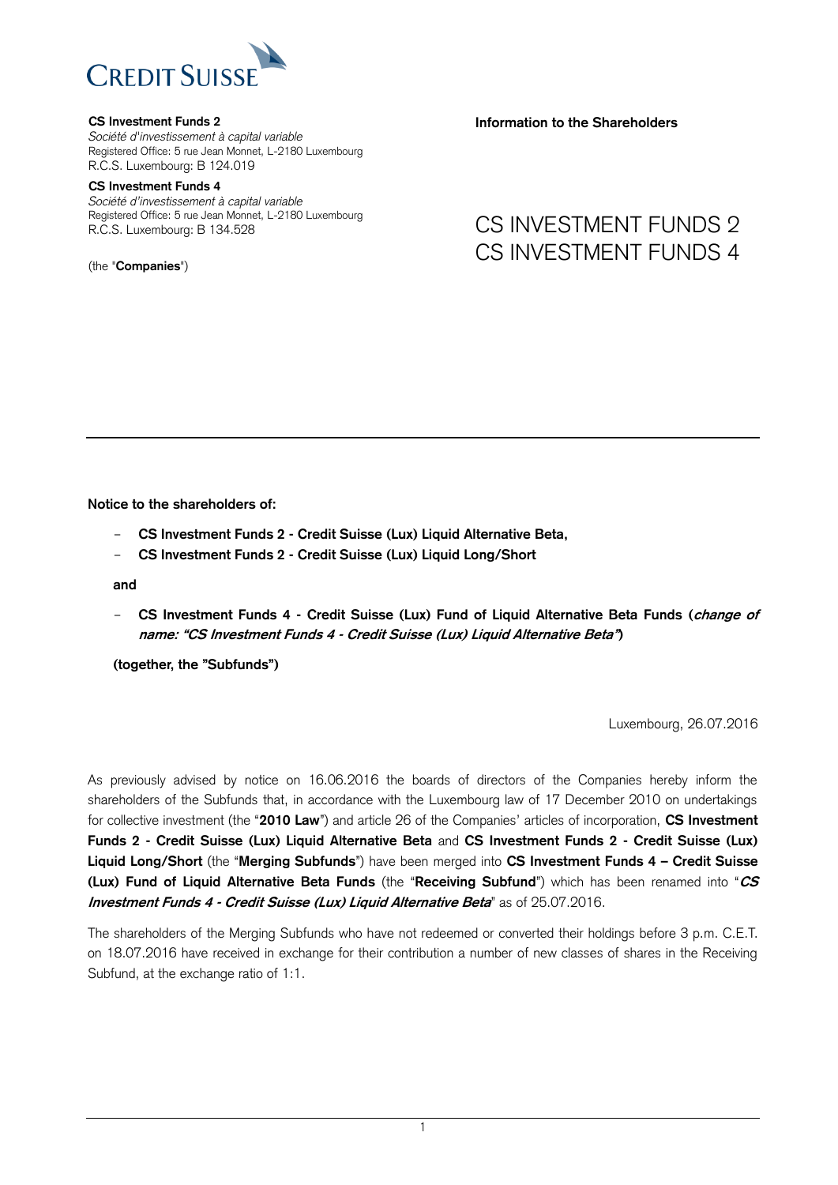**CS Investment Funds 2**
*Société d'investissement à capital variable*
Registered Office: 5 rue Jean Monnet, L-2180 Luxembourg
R.C.S. Luxembourg: B 124.019

**CS Investment Funds 4**
*Société d'investissement à capital variable*
Registered Office: 5 rue Jean Monnet, L-2180 Luxembourg
R.C.S. Luxembourg: B 134.528

(the "**Companies**")

**Information to the Shareholders**

# CS INVESTMENT FUNDS 2
# CS INVESTMENT FUNDS 4

---

**Notice to the shareholders of:**

- **CS Investment Funds 2 - Credit Suisse (Lux) Liquid Alternative Beta,**
- **CS Investment Funds 2 - Credit Suisse (Lux) Liquid Long/Short**

**and**

- **CS Investment Funds 4 - Credit Suisse (Lux) Fund of Liquid Alternative Beta Funds (*change of name: "CS Investment Funds 4 - Credit Suisse (Lux) Liquid Alternative Beta"*)**

**(together, the "Subfunds")**

Luxembourg, 26.07.2016

As previously advised by notice on 16.06.2016 the boards of directors of the Companies hereby inform the shareholders of the Subfunds that, in accordance with the Luxembourg law of 17 December 2010 on undertakings for collective investment (the "**2010 Law**") and article 26 of the Companies' articles of incorporation, **CS Investment Funds 2 - Credit Suisse (Lux) Liquid Alternative Beta** and **CS Investment Funds 2 - Credit Suisse (Lux) Liquid Long/Short** (the "**Merging Subfunds**") have been merged into **CS Investment Funds 4 – Credit Suisse (Lux) Fund of Liquid Alternative Beta Funds** (the "**Receiving Subfund**") which has been renamed into "***CS Investment Funds 4 - Credit Suisse (Lux) Liquid Alternative Beta***" as of 25.07.2016.

The shareholders of the Merging Subfunds who have not redeemed or converted their holdings before 3 p.m. C.E.T. on 18.07.2016 have received in exchange for their contribution a number of new classes of shares in the Receiving Subfund, at the exchange ratio of 1:1.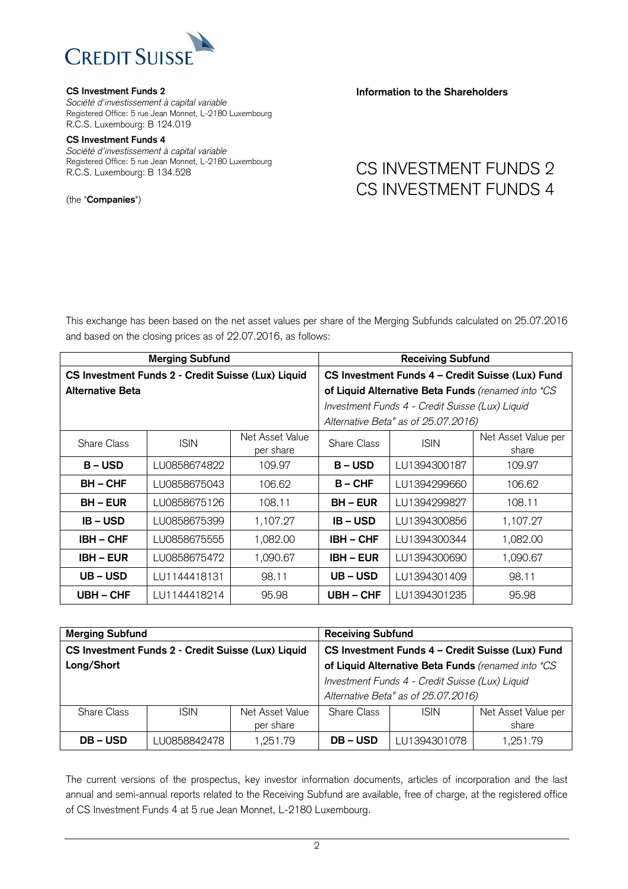**CS Investment Funds 2**
*Société d'investissement à capital variable*
Registered Office: 5 rue Jean Monnet, L-2180 Luxembourg
R.C.S. Luxembourg: B 124.019

**CS Investment Funds 4**
*Société d'investissement à capital variable*
Registered Office: 5 rue Jean Monnet, L-2180 Luxembourg
R.C.S. Luxembourg: B 134.528

(the "**Companies**")

**Information to the Shareholders**

# CS INVESTMENT FUNDS 2
# CS INVESTMENT FUNDS 4

This exchange has been based on the net asset values per share of the Merging Subfunds calculated on 25.07.2016 and based on the closing prices as of 22.07.2016, as follows:

| **Merging Subfund** | | | **Receiving Subfund** | | |
|---|---|---|---|---|---|
| **CS Investment Funds 2 - Credit Suisse (Lux) Liquid Alternative Beta** | | | **CS Investment Funds 4 – Credit Suisse (Lux) Fund of Liquid Alternative Beta Funds** *(renamed into "CS Investment Funds 4 - Credit Suisse (Lux) Liquid Alternative Beta" as of 25.07.2016)* | | |
| Share Class | ISIN | Net Asset Value per share | Share Class | ISIN | Net Asset Value per share |
| **B – USD** | LU0858674822 | 109.97 | **B – USD** | LU1394300187 | 109.97 |
| **BH – CHF** | LU0858675043 | 106.62 | **B – CHF** | LU1394299660 | 106.62 |
| **BH – EUR** | LU0858675126 | 108.11 | **BH – EUR** | LU1394299827 | 108.11 |
| **IB – USD** | LU0858675399 | 1,107.27 | **IB – USD** | LU1394300856 | 1,107.27 |
| **IBH – CHF** | LU0858675555 | 1,082.00 | **IBH – CHF** | LU1394300344 | 1,082.00 |
| **IBH – EUR** | LU0858675472 | 1,090.67 | **IBH – EUR** | LU1394300690 | 1,090.67 |
| **UB – USD** | LU1144418131 | 98.11 | **UB – USD** | LU1394301409 | 98.11 |
| **UBH – CHF** | LU1144418214 | 95.98 | **UBH – CHF** | LU1394301235 | 95.98 |

| **Merging Subfund** | | | **Receiving Subfund** | | |
|---|---|---|---|---|---|
| **CS Investment Funds 2 - Credit Suisse (Lux) Liquid Long/Short** | | | **CS Investment Funds 4 – Credit Suisse (Lux) Fund of Liquid Alternative Beta Funds** *(renamed into "CS Investment Funds 4 - Credit Suisse (Lux) Liquid Alternative Beta" as of 25.07.2016)* | | |
| Share Class | ISIN | Net Asset Value per share | Share Class | ISIN | Net Asset Value per share |
| **DB – USD** | LU0858842478 | 1,251.79 | **DB – USD** | LU1394301078 | 1,251.79 |

The current versions of the prospectus, key investor information documents, articles of incorporation and the last annual and semi-annual reports related to the Receiving Subfund are available, free of charge, at the registered office of CS Investment Funds 4 at 5 rue Jean Monnet, L-2180 Luxembourg.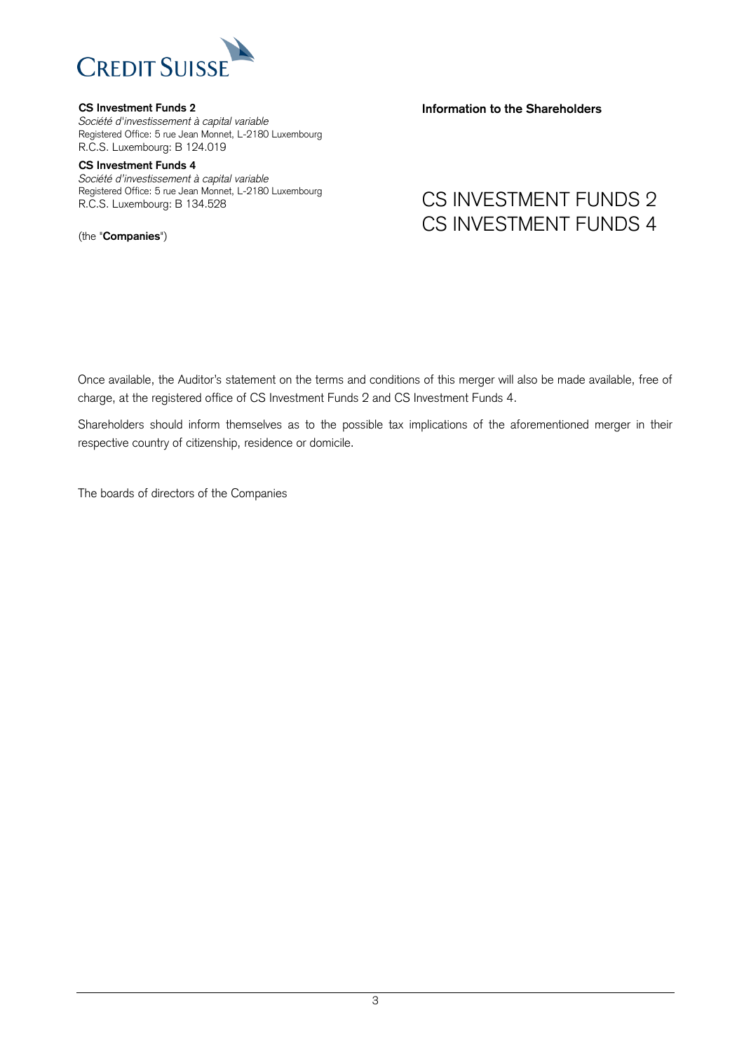**CS Investment Funds 2**
*Société d'investissement à capital variable*
Registered Office: 5 rue Jean Monnet, L-2180 Luxembourg
R.C.S. Luxembourg: B 124.019

**CS Investment Funds 4**
*Société d'investissement à capital variable*
Registered Office: 5 rue Jean Monnet, L-2180 Luxembourg
R.C.S. Luxembourg: B 134.528

(the "**Companies**")

**Information to the Shareholders**

# CS INVESTMENT FUNDS 2
# CS INVESTMENT FUNDS 4

Once available, the Auditor's statement on the terms and conditions of this merger will also be made available, free of charge, at the registered office of CS Investment Funds 2 and CS Investment Funds 4.

Shareholders should inform themselves as to the possible tax implications of the aforementioned merger in their respective country of citizenship, residence or domicile.

The boards of directors of the Companies